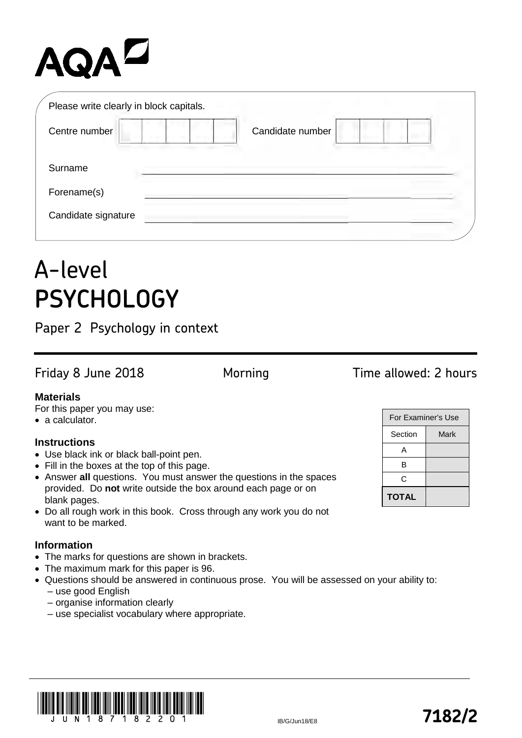AQA

Please write clearly in block capitals.

Centre number | | | | | |    Candidate number | | | | |

Surname ______________________________

Forename(s) ______________________________

Candidate signature ______________________________

# A-level PSYCHOLOGY

## Paper 2 Psychology in context

Friday 8 June 2018    Morning    Time allowed: 2 hours

**Materials**

For this paper you may use:

- a calculator.

**Instructions**

- Use black ink or black ball-point pen.
- Fill in the boxes at the top of this page.
- Answer **all** questions. You must answer the questions in the spaces provided. Do **not** write outside the box around each page or on blank pages.
- Do all rough work in this book. Cross through any work you do not want to be marked.

**Information**

- The marks for questions are shown in brackets.
- The maximum mark for this paper is 96.
- Questions should be answered in continuous prose. You will be assessed on your ability to:
  - use good English
  - organise information clearly
  - use specialist vocabulary where appropriate.

| For Examiner's Use | |
|---|---|
| Section | Mark |
| A | |
| B | |
| C | |
| **TOTAL** | |

JUN1871822O1

IB/G/Jun18/E8

**7182/2**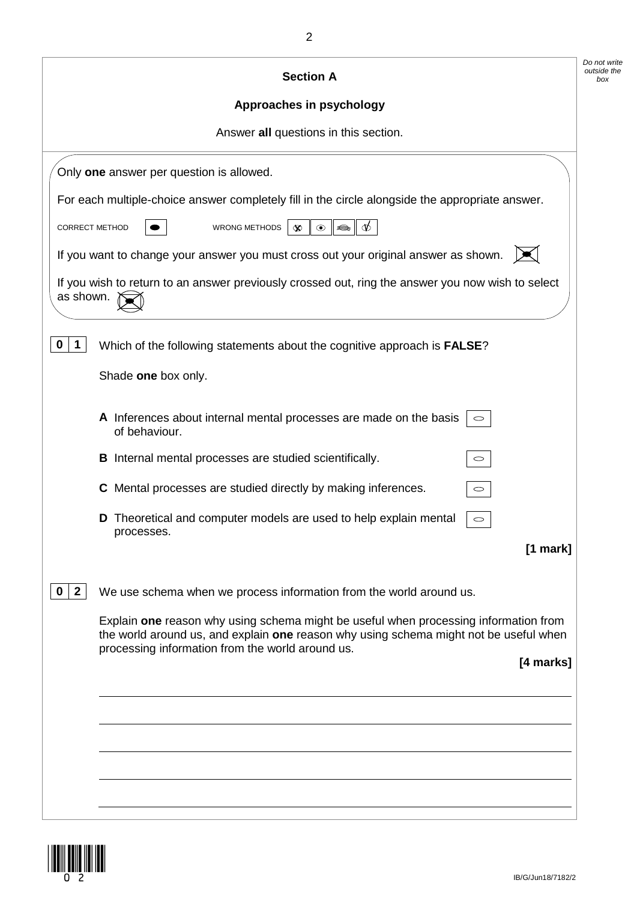## Section A

### Approaches in psychology

Answer **all** questions in this section.

Only **one** answer per question is allowed.

For each multiple-choice answer completely fill in the circle alongside the appropriate answer.

CORRECT METHOD WRONG METHODS

If you want to change your answer you must cross out your original answer as shown.

If you wish to return to an answer previously crossed out, ring the answer you now wish to select as shown.

**0 1** Which of the following statements about the cognitive approach is **FALSE**?

Shade **one** box only.

**A** Inferences about internal mental processes are made on the basis of behaviour. ○

**B** Internal mental processes are studied scientifically. ○

**C** Mental processes are studied directly by making inferences. ○

**D** Theoretical and computer models are used to help explain mental processes. ○

**[1 mark]**

**0 2** We use schema when we process information from the world around us.

Explain **one** reason why using schema might be useful when processing information from the world around us, and explain **one** reason why using schema might not be useful when processing information from the world around us.

**[4 marks]**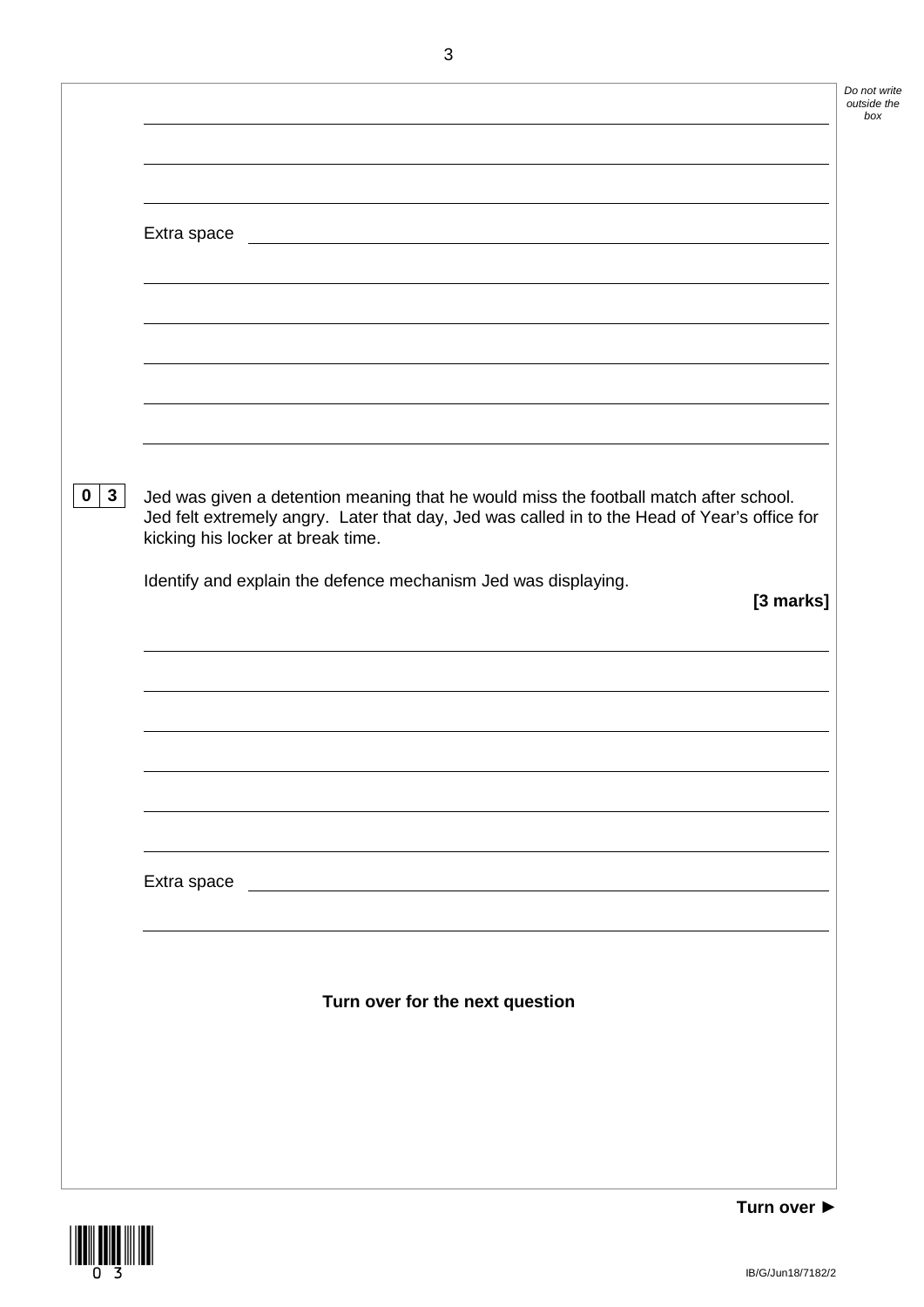Extra space

**0 3** Jed was given a detention meaning that he would miss the football match after school. Jed felt extremely angry. Later that day, Jed was called in to the Head of Year's office for kicking his locker at break time.

Identify and explain the defence mechanism Jed was displaying.

**[3 marks]**

Extra space

**Turn over for the next question**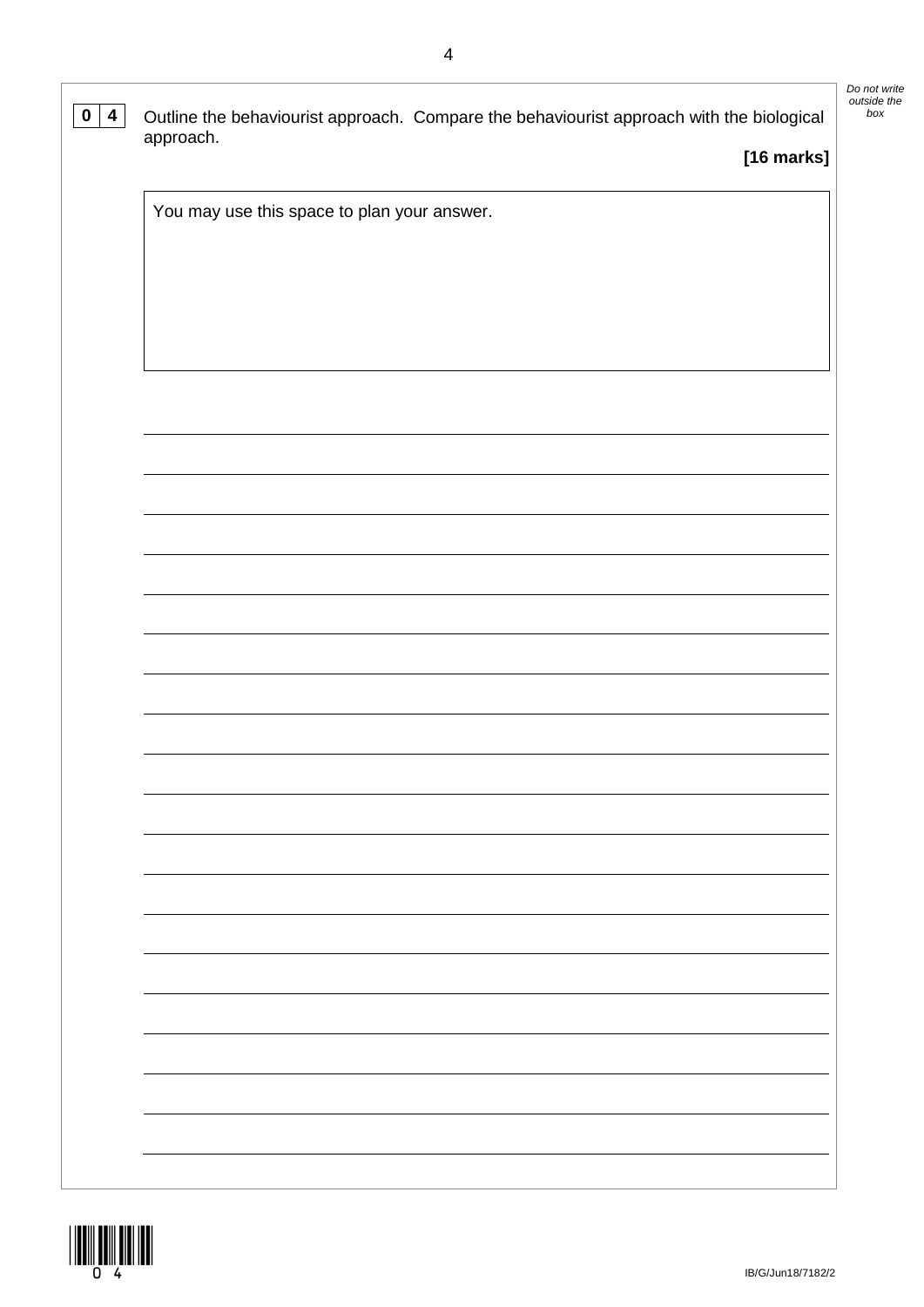**0 4** Outline the behaviourist approach. Compare the behaviourist approach with the biological approach.

**[16 marks]**

You may use this space to plan your answer.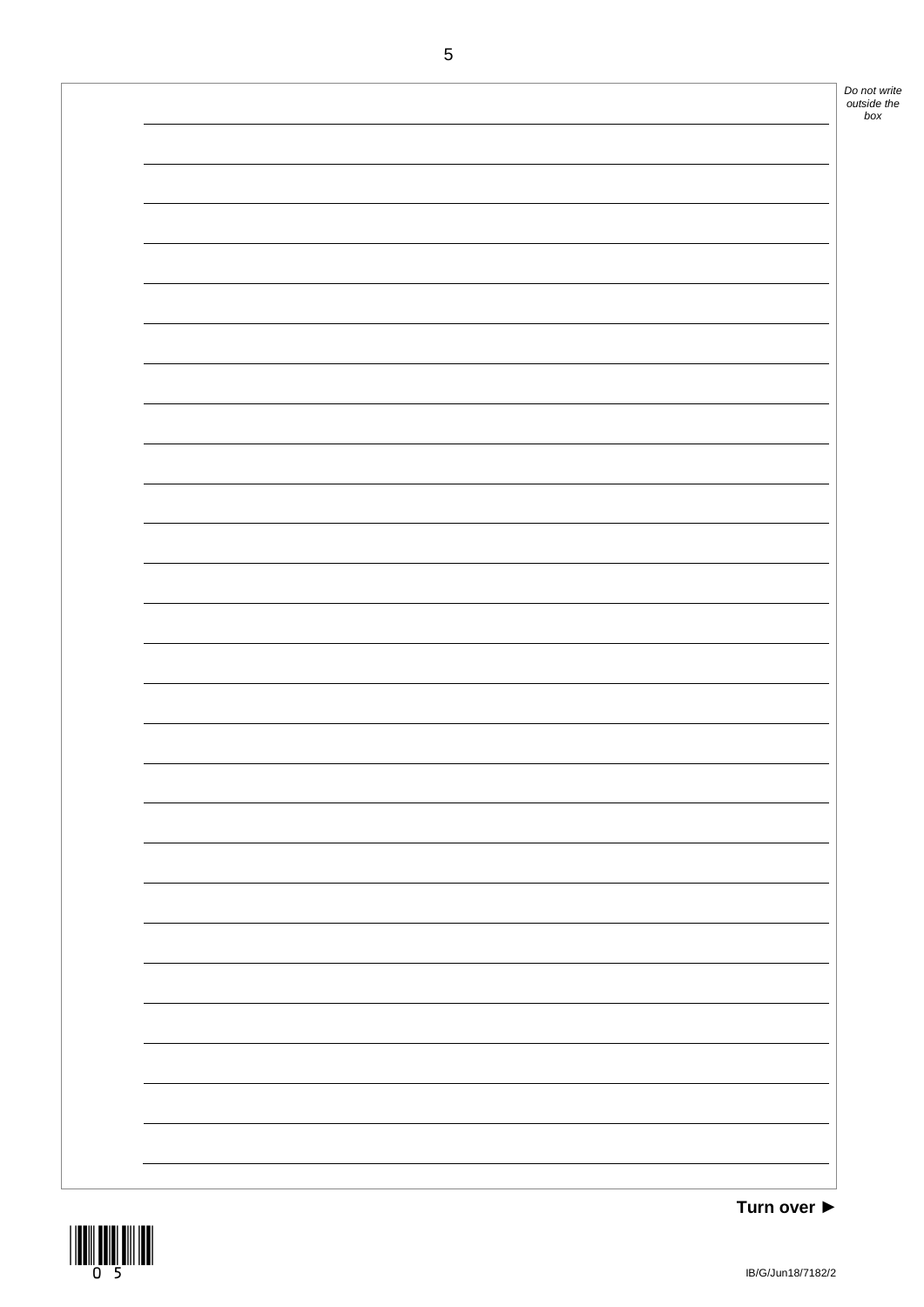Turn over ►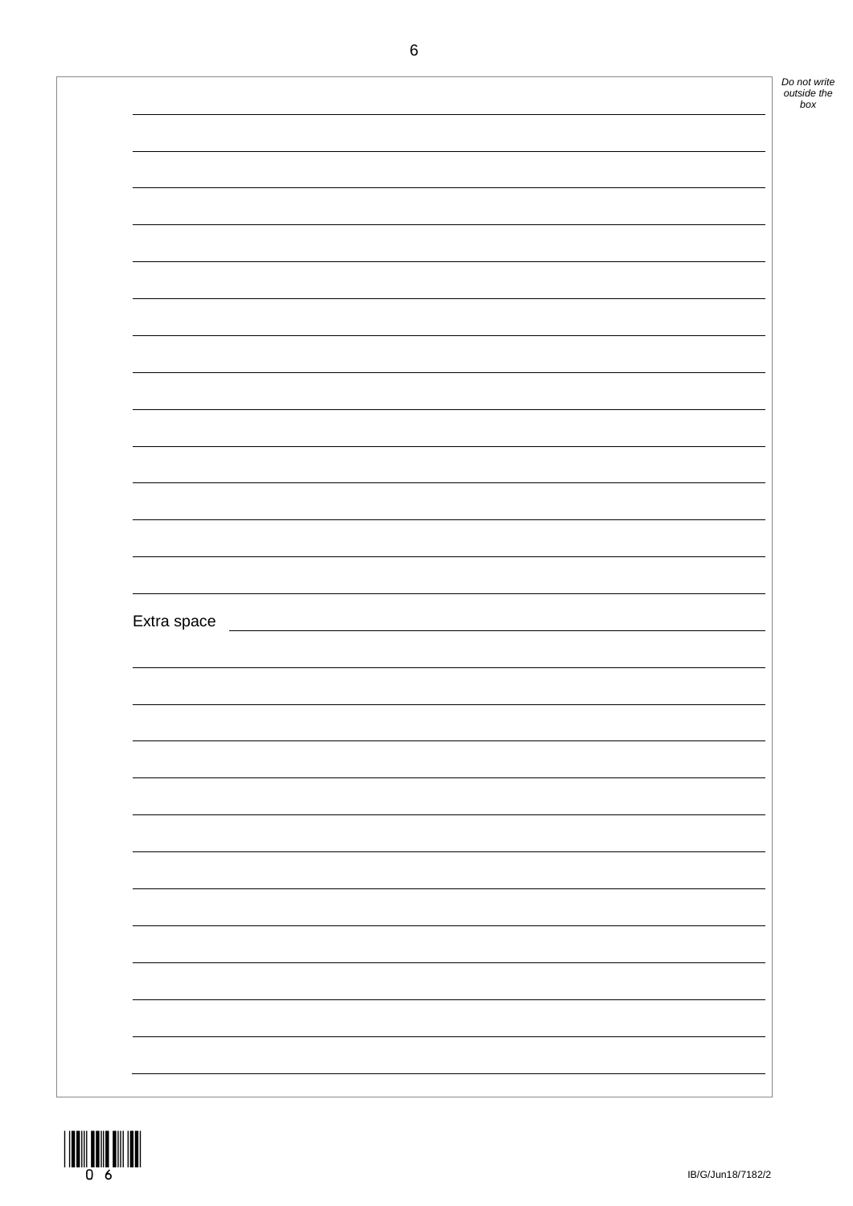Extra space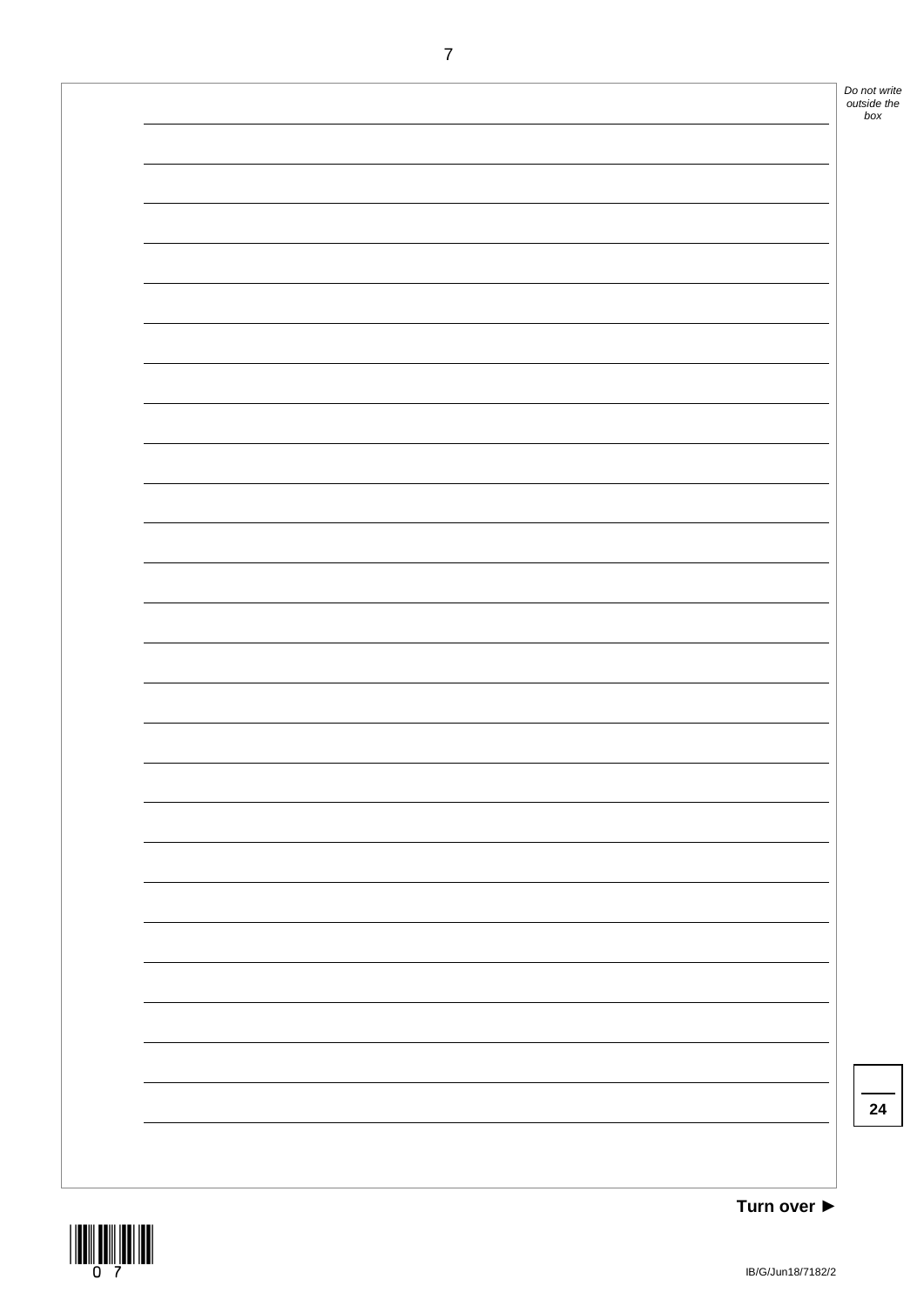*Do not write outside the box*

24

**Turn over ►**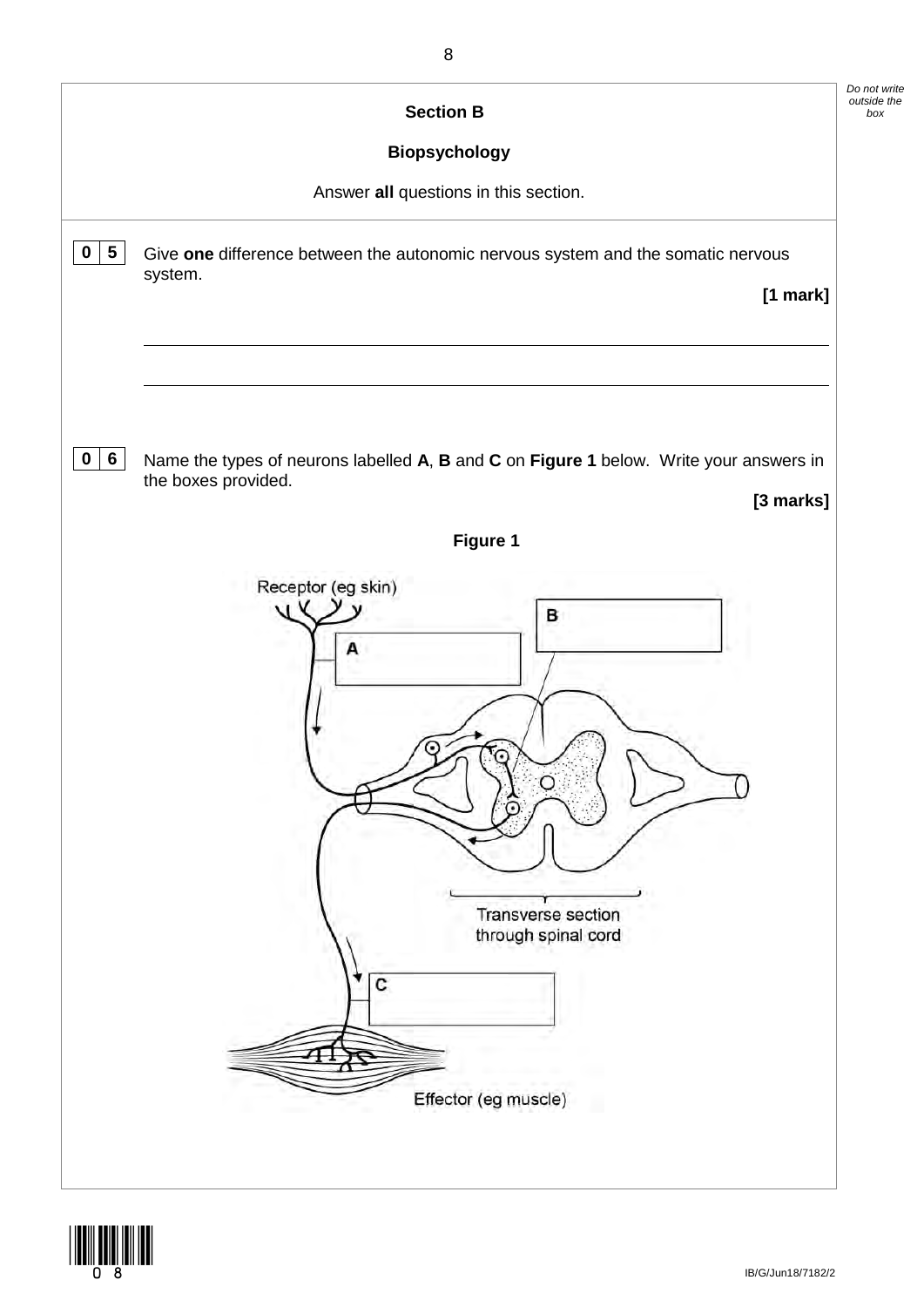## Section B

## Biopsychology

Answer **all** questions in this section.

**0 5** Give **one** difference between the autonomic nervous system and the somatic nervous system.

**[1 mark]**

**0 6** Name the types of neurons labelled **A**, **B** and **C** on **Figure 1** below. Write your answers in the boxes provided.

**[3 marks]**

**Figure 1**

Receptor (eg skin)

A

B

C

Transverse section through spinal cord

Effector (eg muscle)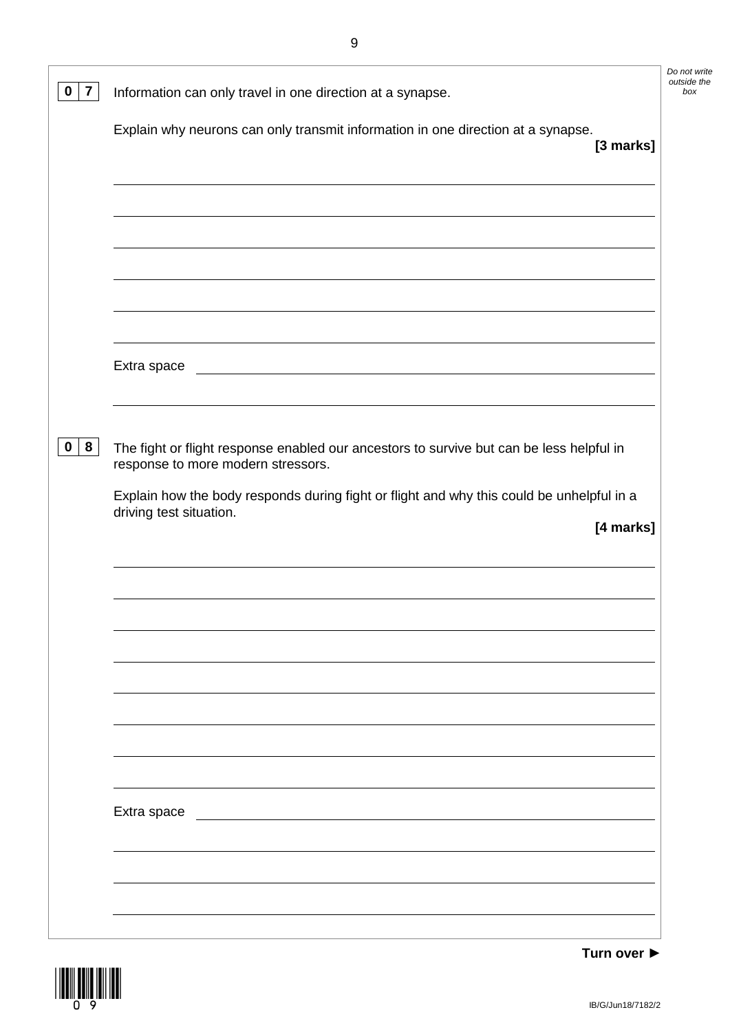**0 7** Information can only travel in one direction at a synapse.

Explain why neurons can only transmit information in one direction at a synapse.

**[3 marks]**

Extra space

**0 8** The fight or flight response enabled our ancestors to survive but can be less helpful in response to more modern stressors.

Explain how the body responds during fight or flight and why this could be unhelpful in a driving test situation.

**[4 marks]**

Extra space

**Turn over ►**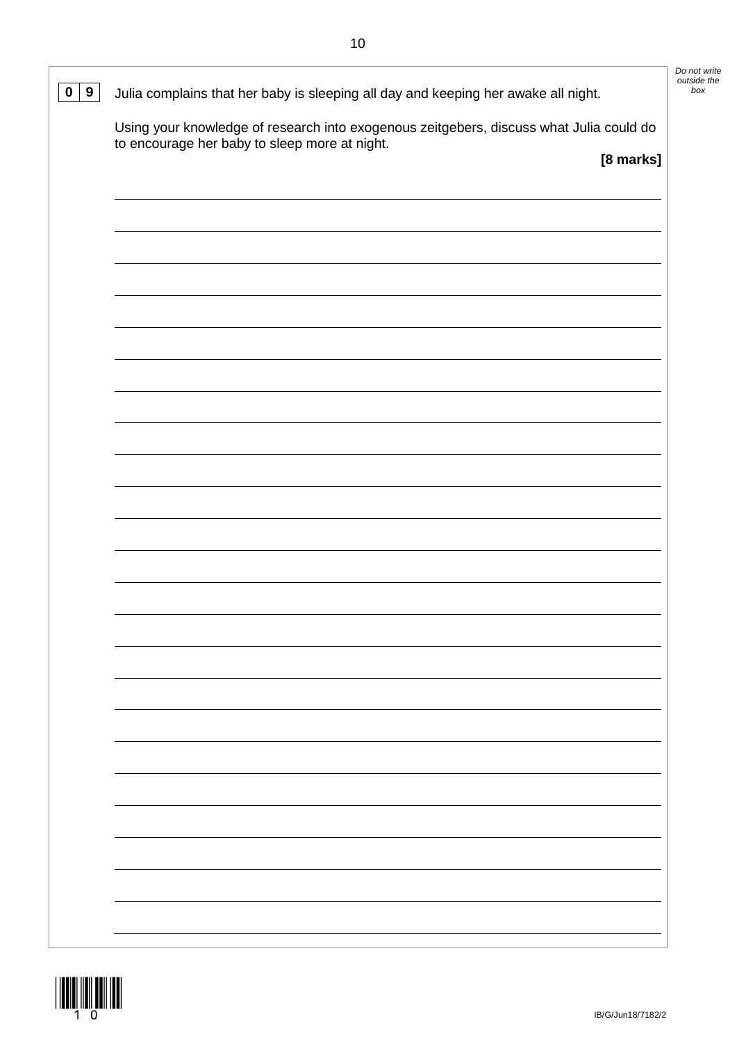**0 9** Julia complains that her baby is sleeping all day and keeping her awake all night.

Using your knowledge of research into exogenous zeitgebers, discuss what Julia could do to encourage her baby to sleep more at night.

**[8 marks]**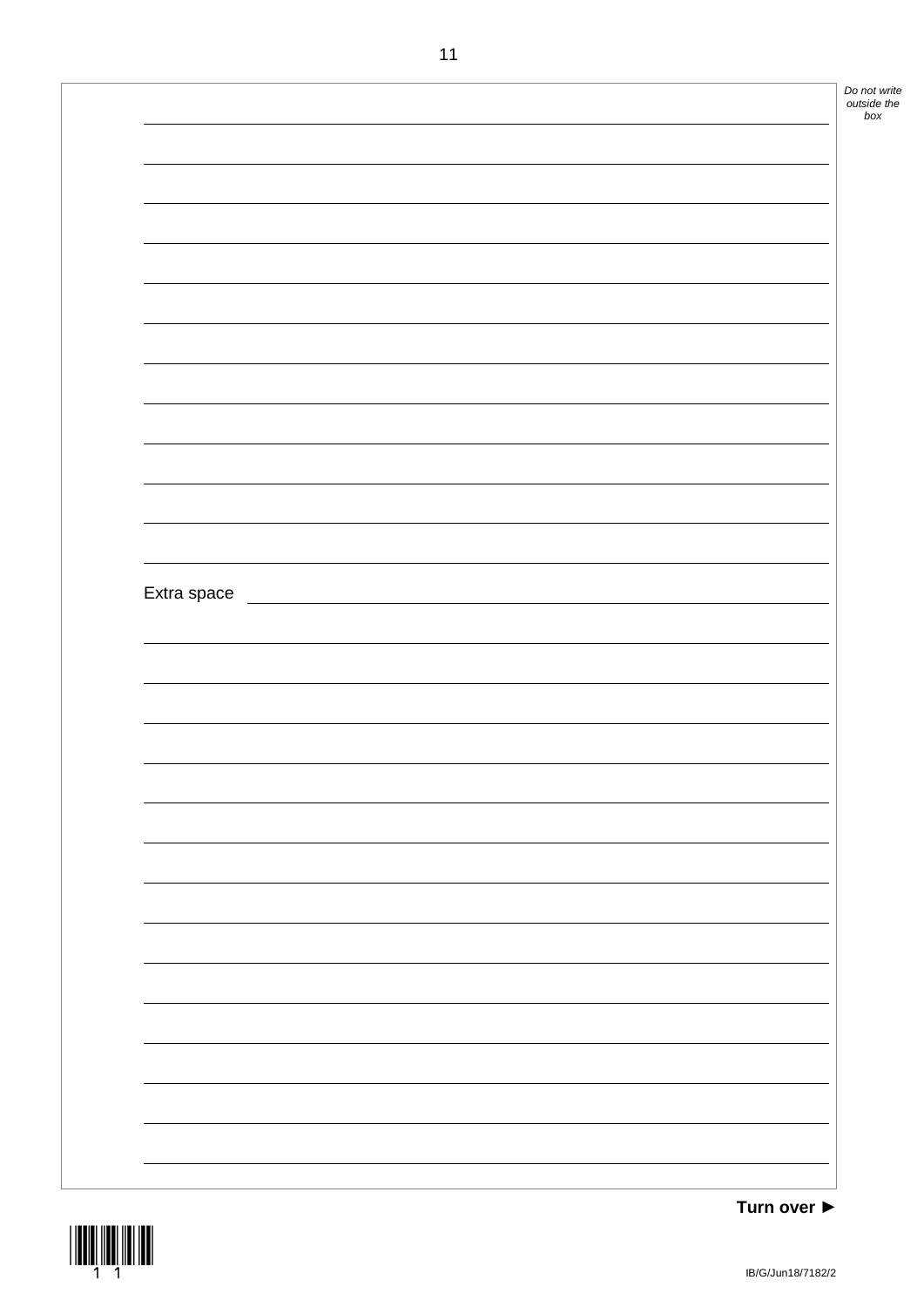Extra space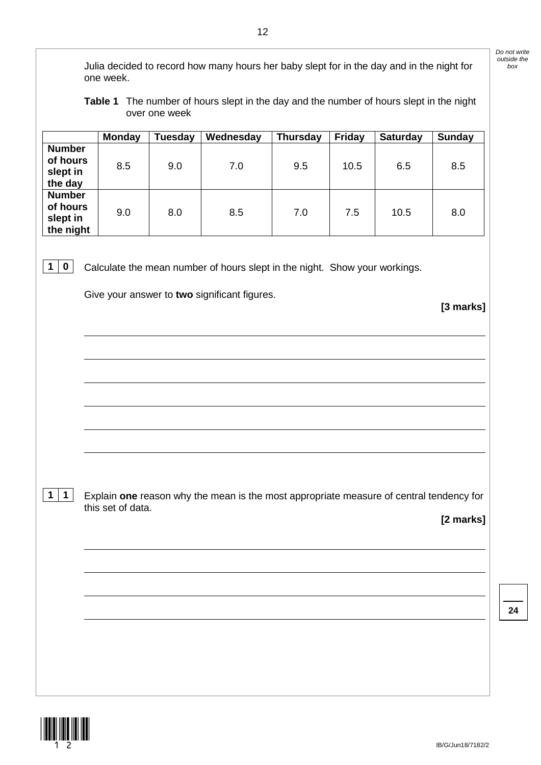Julia decided to record how many hours her baby slept for in the day and in the night for one week.

**Table 1** The number of hours slept in the day and the number of hours slept in the night over one week

| | Monday | Tuesday | Wednesday | Thursday | Friday | Saturday | Sunday |
|---|---|---|---|---|---|---|---|
| **Number of hours slept in the day** | 8.5 | 9.0 | 7.0 | 9.5 | 10.5 | 6.5 | 8.5 |
| **Number of hours slept in the night** | 9.0 | 8.0 | 8.5 | 7.0 | 7.5 | 10.5 | 8.0 |

**1 0** Calculate the mean number of hours slept in the night. Show your workings.

Give your answer to **two** significant figures.

**[3 marks]**

**1 1** Explain **one** reason why the mean is the most appropriate measure of central tendency for this set of data.

**[2 marks]**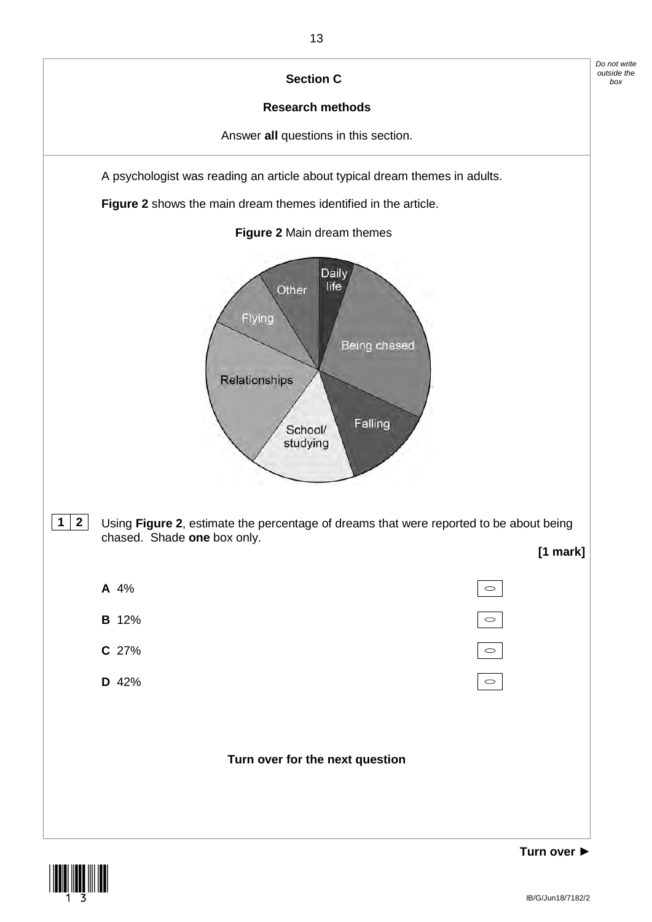## Section C

### Research methods

Answer **all** questions in this section.

A psychologist was reading an article about typical dream themes in adults.

**Figure 2** shows the main dream themes identified in the article.

**Figure 2** Main dream themes

**1 2** Using **Figure 2**, estimate the percentage of dreams that were reported to be about being chased. Shade **one** box only.

**[1 mark]**

**A** 4% ○

**B** 12% ○

**C** 27% ○

**D** 42% ○

**Turn over for the next question**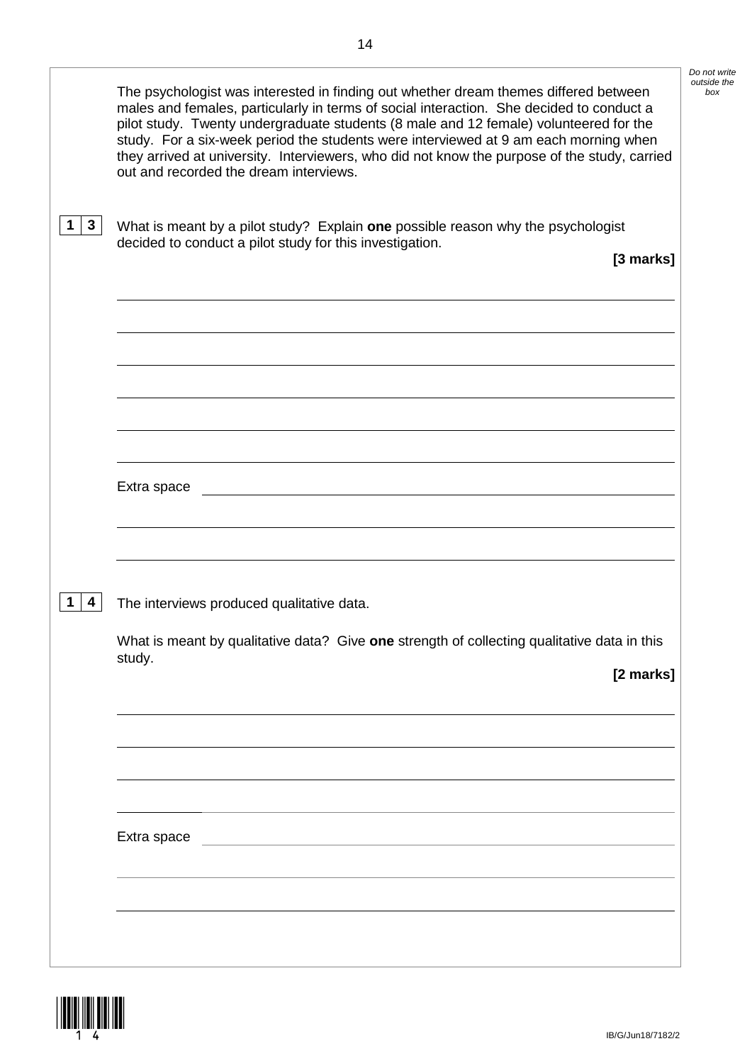The psychologist was interested in finding out whether dream themes differed between males and females, particularly in terms of social interaction. She decided to conduct a pilot study. Twenty undergraduate students (8 male and 12 female) volunteered for the study. For a six-week period the students were interviewed at 9 am each morning when they arrived at university. Interviewers, who did not know the purpose of the study, carried out and recorded the dream interviews.

**1 3** What is meant by a pilot study? Explain **one** possible reason why the psychologist decided to conduct a pilot study for this investigation.

**[3 marks]**

Extra space

**1 4** The interviews produced qualitative data.

What is meant by qualitative data? Give **one** strength of collecting qualitative data in this study.

**[2 marks]**

Extra space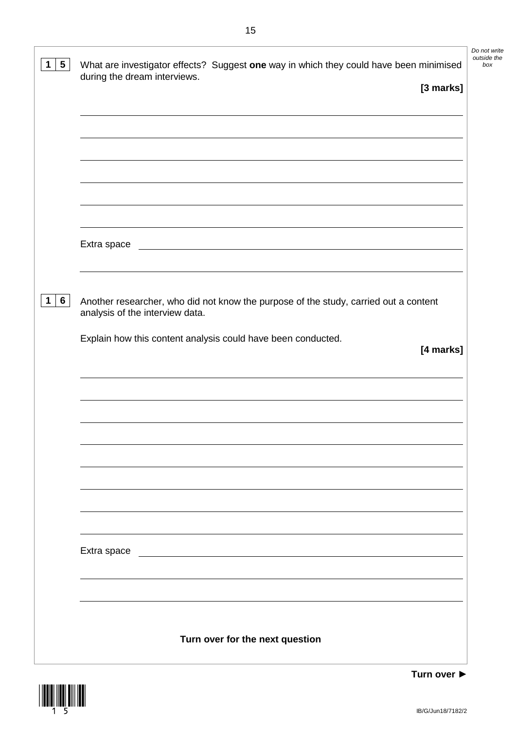**1 5** What are investigator effects? Suggest **one** way in which they could have been minimised during the dream interviews.

**[3 marks]**

Extra space

**1 6** Another researcher, who did not know the purpose of the study, carried out a content analysis of the interview data.

Explain how this content analysis could have been conducted.

**[4 marks]**

Extra space

**Turn over for the next question**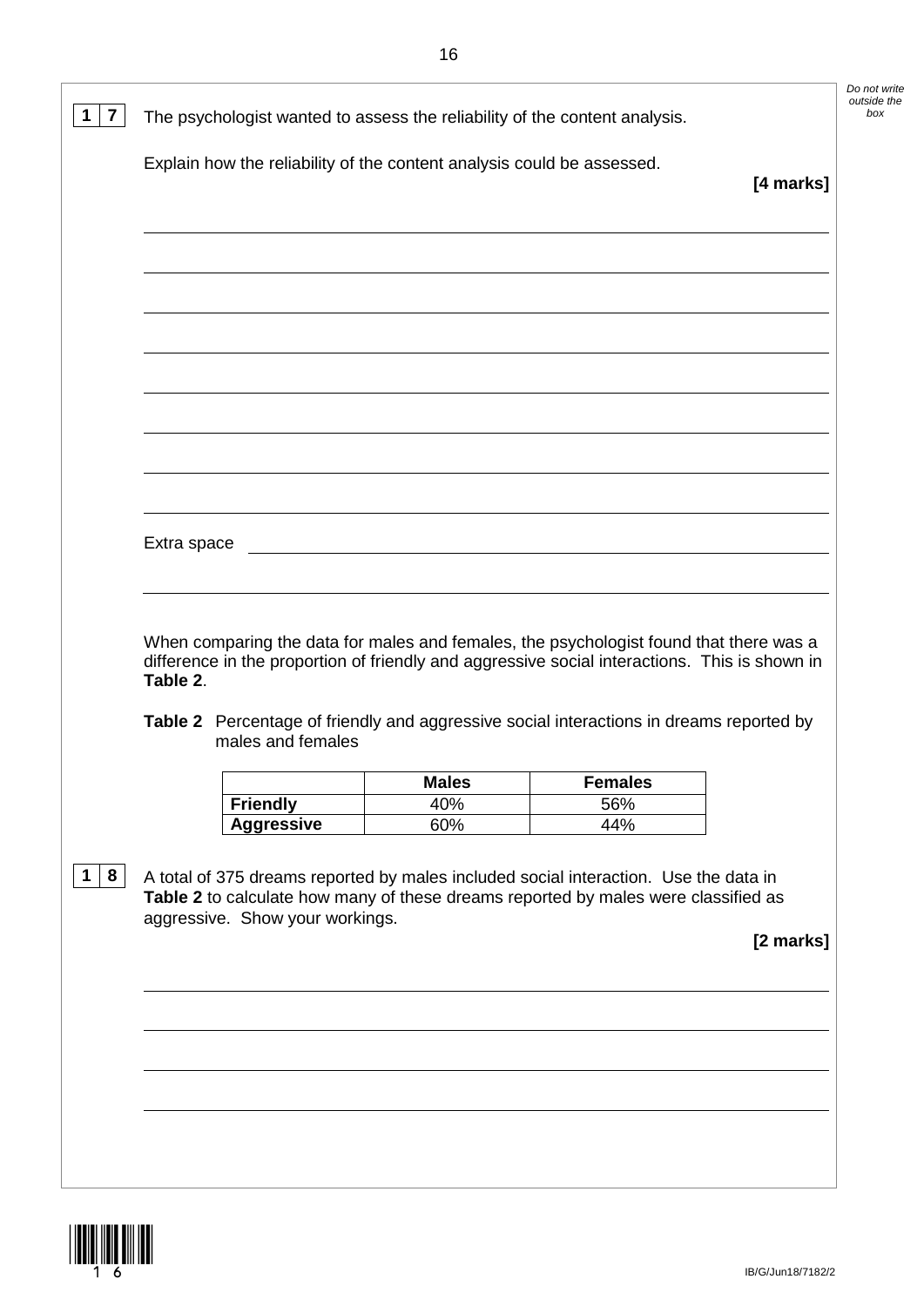**1 7** The psychologist wanted to assess the reliability of the content analysis.

Explain how the reliability of the content analysis could be assessed.

**[4 marks]**

Extra space

When comparing the data for males and females, the psychologist found that there was a difference in the proportion of friendly and aggressive social interactions. This is shown in **Table 2**.

**Table 2** Percentage of friendly and aggressive social interactions in dreams reported by males and females

| | **Males** | **Females** |
|---|---|---|
| **Friendly** | 40% | 56% |
| **Aggressive** | 60% | 44% |

**1 8** A total of 375 dreams reported by males included social interaction. Use the data in **Table 2** to calculate how many of these dreams reported by males were classified as aggressive. Show your workings.

**[2 marks]**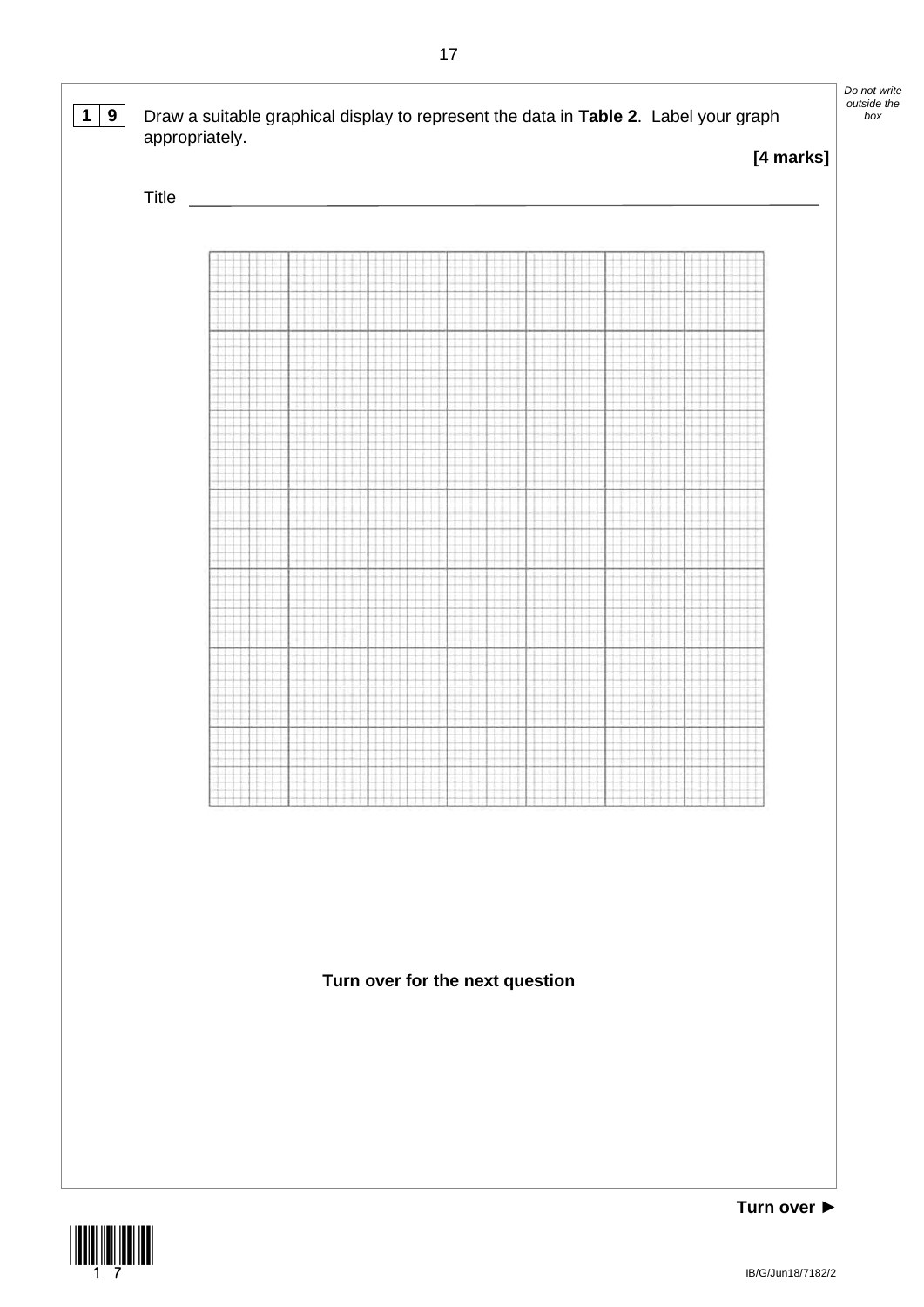**1 9** Draw a suitable graphical display to represent the data in **Table 2**. Label your graph appropriately.

**[4 marks]**

Title \_\_\_\_\_\_\_\_\_\_\_\_\_\_\_\_\_\_\_\_\_\_\_\_\_\_\_\_\_\_\_\_\_\_\_\_\_\_\_\_\_\_\_\_\_\_\_\_\_\_\_\_\_\_\_\_\_\_\_\_\_\_

**Turn over for the next question**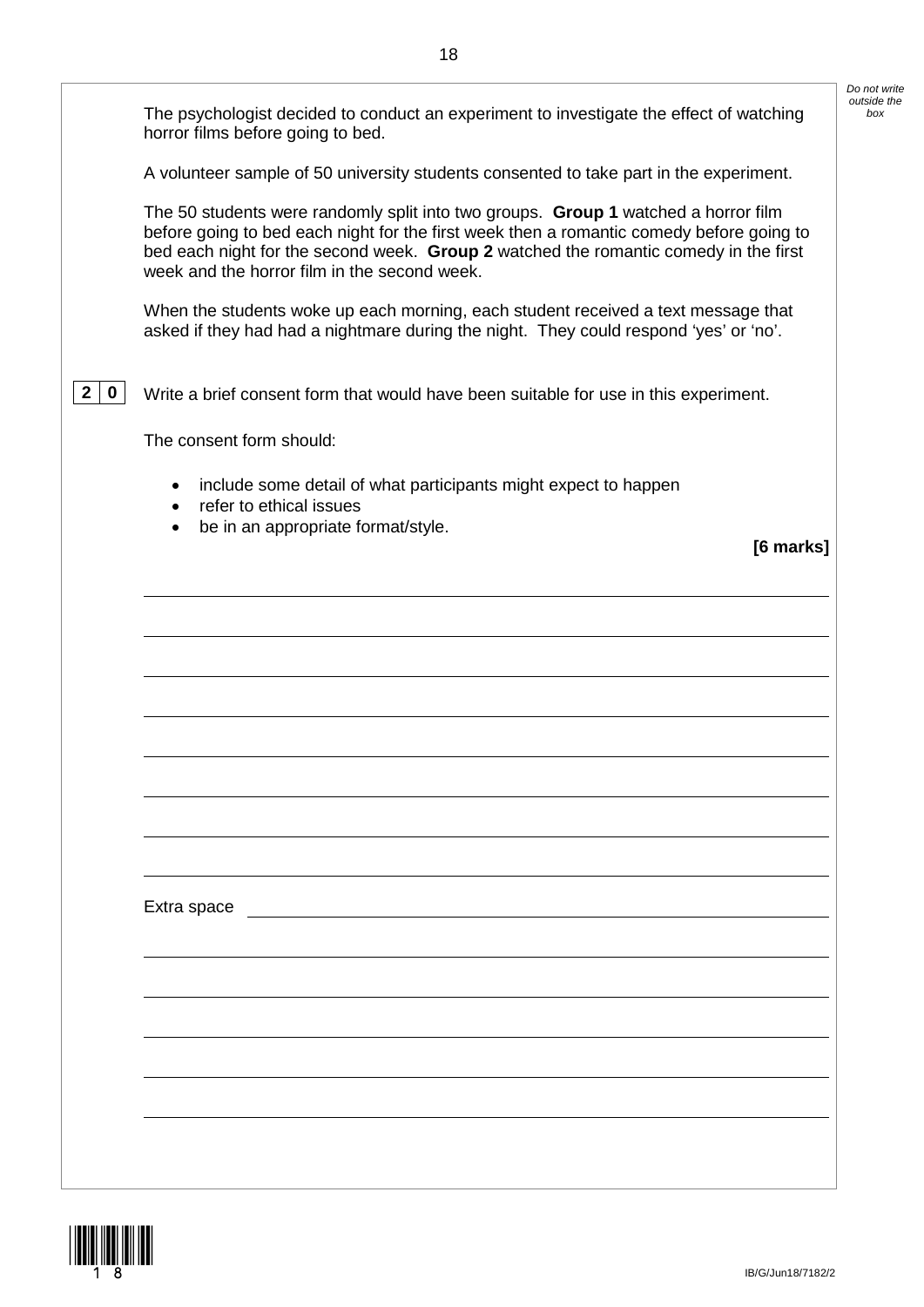The psychologist decided to conduct an experiment to investigate the effect of watching horror films before going to bed.

A volunteer sample of 50 university students consented to take part in the experiment.

The 50 students were randomly split into two groups. **Group 1** watched a horror film before going to bed each night for the first week then a romantic comedy before going to bed each night for the second week. **Group 2** watched the romantic comedy in the first week and the horror film in the second week.

When the students woke up each morning, each student received a text message that asked if they had had a nightmare during the night. They could respond 'yes' or 'no'.

**2 0** Write a brief consent form that would have been suitable for use in this experiment.

The consent form should:

- include some detail of what participants might expect to happen
- refer to ethical issues
- be in an appropriate format/style.

**[6 marks]**

Extra space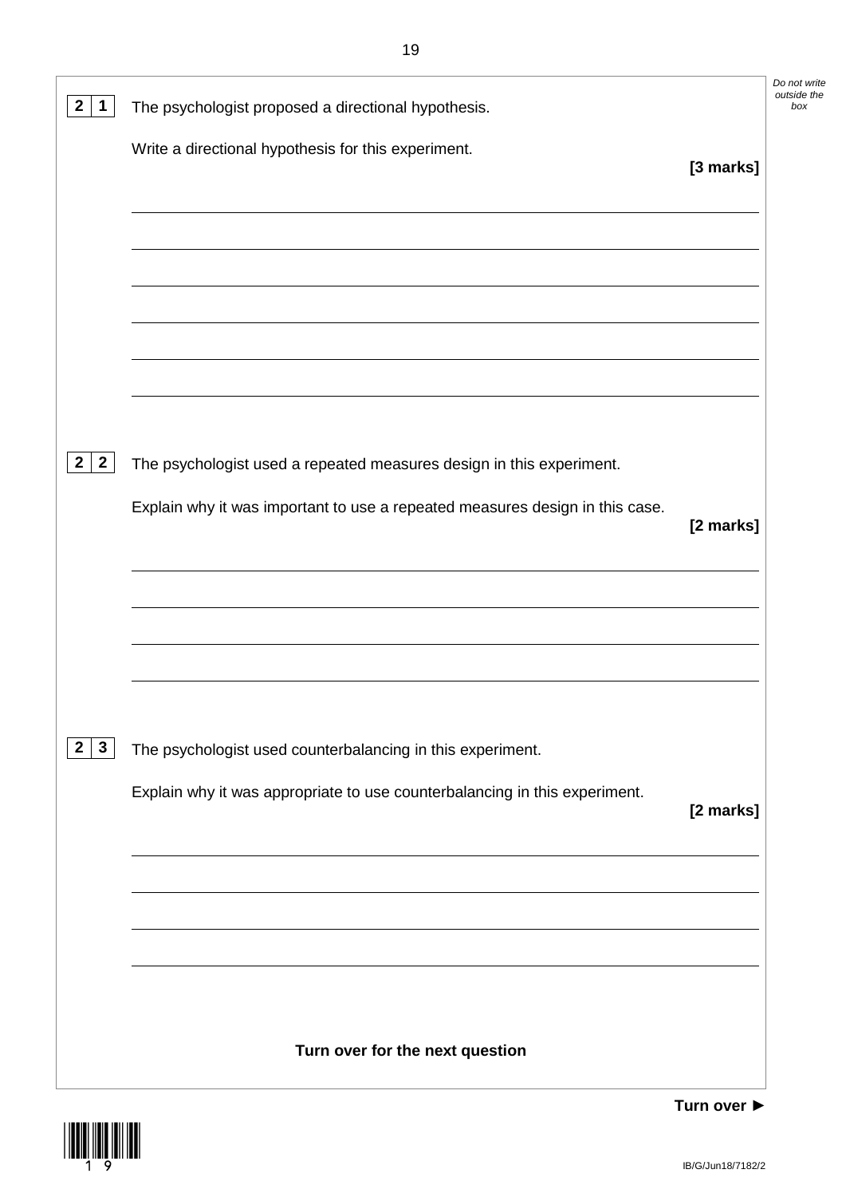**2 1** The psychologist proposed a directional hypothesis.

Write a directional hypothesis for this experiment. **[3 marks]**

**2 2** The psychologist used a repeated measures design in this experiment.

Explain why it was important to use a repeated measures design in this case. **[2 marks]**

**2 3** The psychologist used counterbalancing in this experiment.

Explain why it was appropriate to use counterbalancing in this experiment. **[2 marks]**

**Turn over for the next question**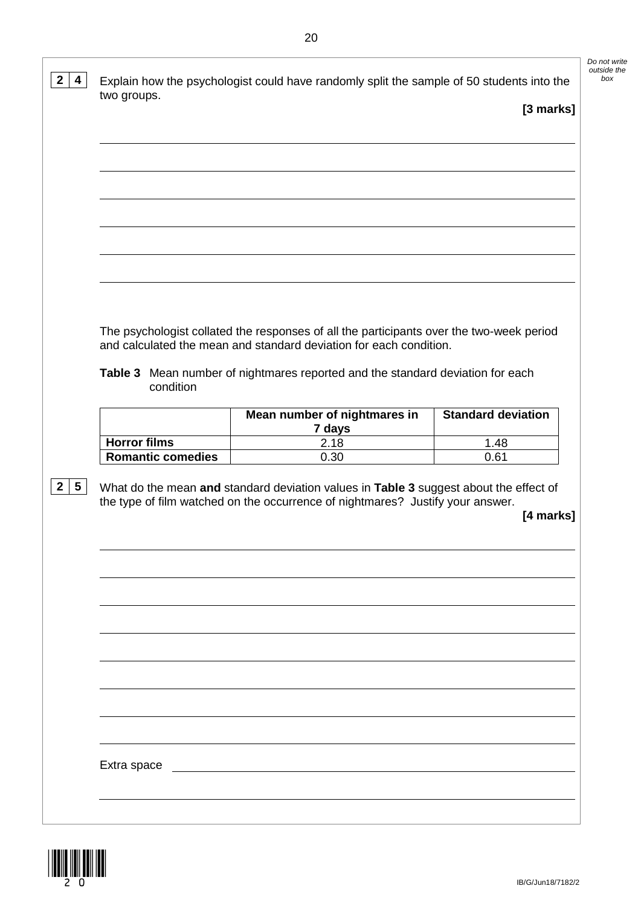**2 4** Explain how the psychologist could have randomly split the sample of 50 students into the two groups.

**[3 marks]**

The psychologist collated the responses of all the participants over the two-week period and calculated the mean and standard deviation for each condition.

**Table 3** Mean number of nightmares reported and the standard deviation for each condition

| | Mean number of nightmares in 7 days | Standard deviation |
|---|---|---|
| **Horror films** | 2.18 | 1.48 |
| **Romantic comedies** | 0.30 | 0.61 |

**2 5** What do the mean **and** standard deviation values in **Table 3** suggest about the effect of the type of film watched on the occurrence of nightmares? Justify your answer.

**[4 marks]**

Extra space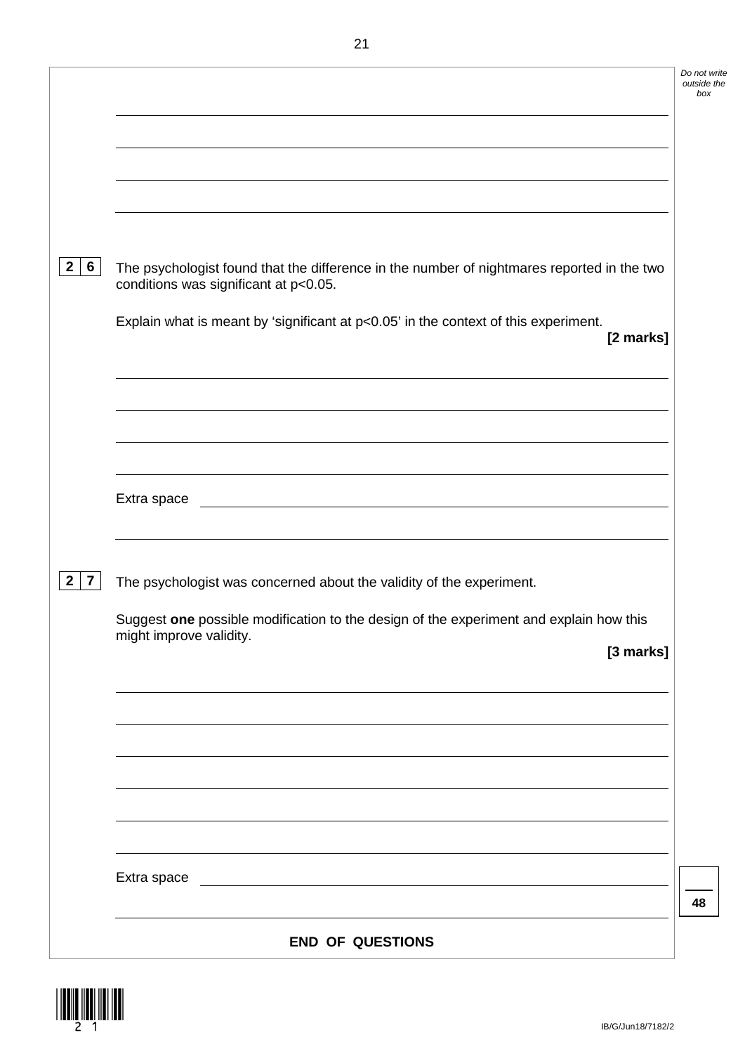**2 6** The psychologist found that the difference in the number of nightmares reported in the two conditions was significant at $p<0.05$.

Explain what is meant by 'significant at $p<0.05$' in the context of this experiment.

**[2 marks]**

Extra space

**2 7** The psychologist was concerned about the validity of the experiment.

Suggest **one** possible modification to the design of the experiment and explain how this might improve validity.

**[3 marks]**

Extra space

**END OF QUESTIONS**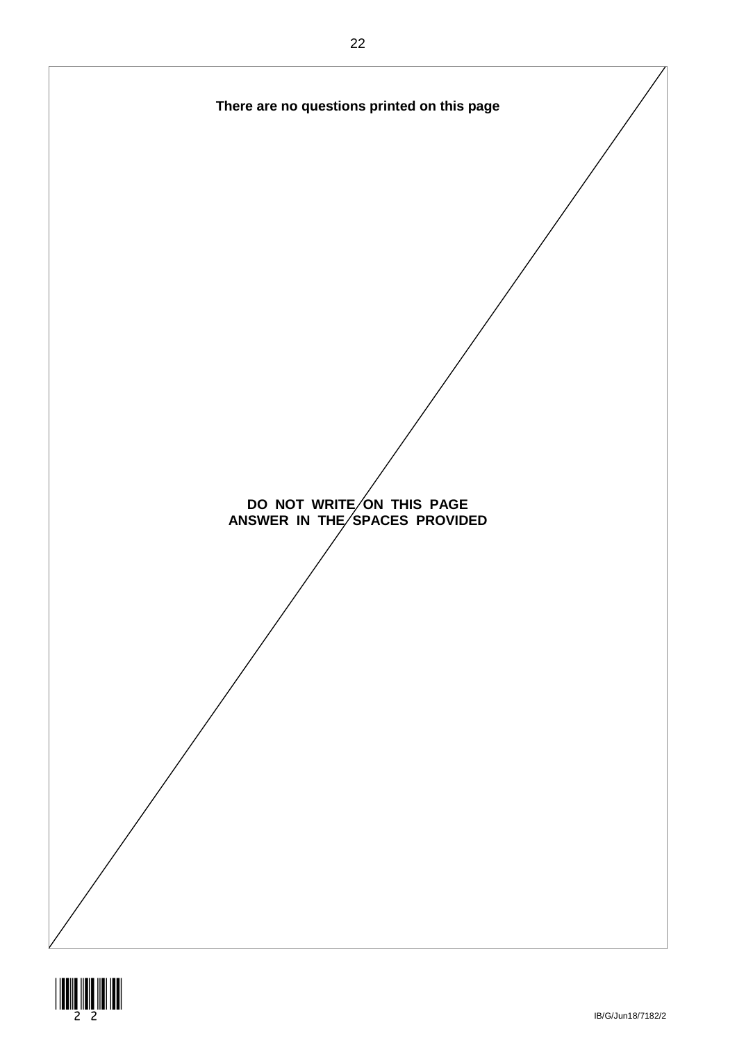**There are no questions printed on this page**

**DO NOT WRITE ON THIS PAGE**
**ANSWER IN THE SPACES PROVIDED**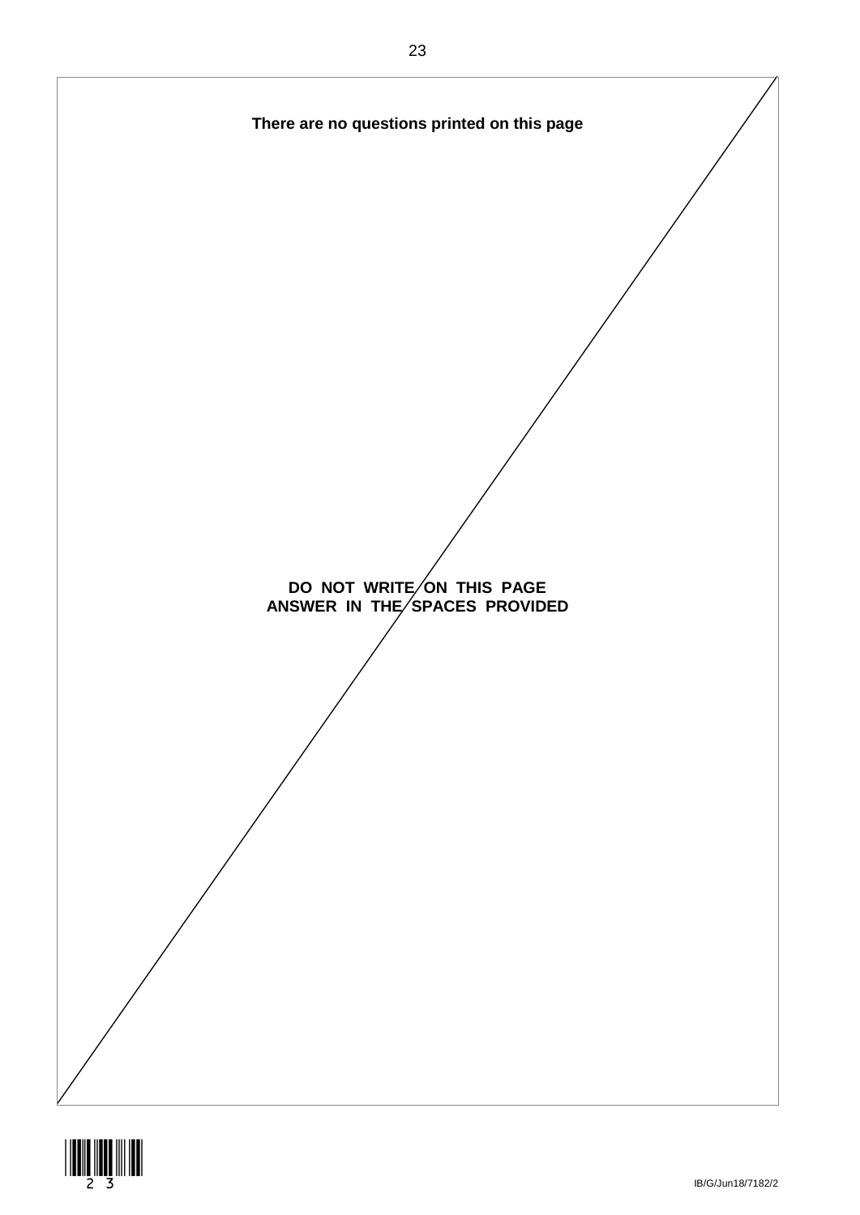**There are no questions printed on this page**

**DO NOT WRITE ON THIS PAGE**
**ANSWER IN THE SPACES PROVIDED**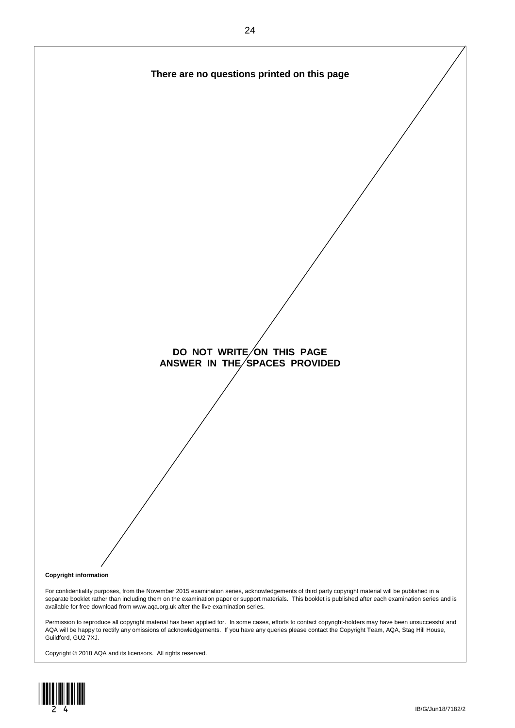**There are no questions printed on this page**

**DO NOT WRITE ON THIS PAGE**
**ANSWER IN THE SPACES PROVIDED**

**Copyright information**

For confidentiality purposes, from the November 2015 examination series, acknowledgements of third party copyright material will be published in a separate booklet rather than including them on the examination paper or support materials. This booklet is published after each examination series and is available for free download from www.aqa.org.uk after the live examination series.

Permission to reproduce all copyright material has been applied for. In some cases, efforts to contact copyright-holders may have been unsuccessful and AQA will be happy to rectify any omissions of acknowledgements. If you have any queries please contact the Copyright Team, AQA, Stag Hill House, Guildford, GU2 7XJ.

Copyright © 2018 AQA and its licensors. All rights reserved.

IB/G/Jun18/7182/2